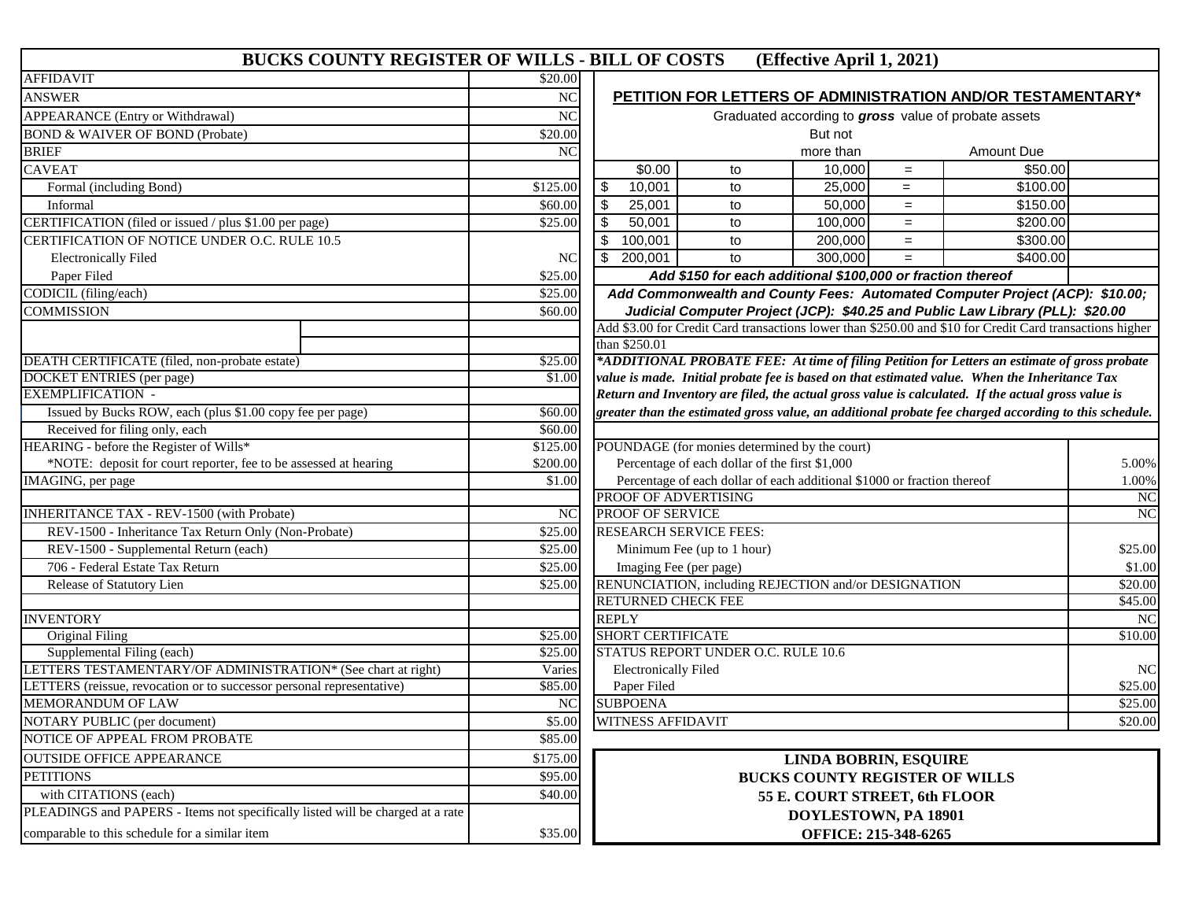# BUCKS COUNTY REGISTER OF WILLS - BILL OF COSTS (Effective April 1, 2021)

| Item | Fee |
|---|---|
| AFFIDAVIT | $20.00 |
| ANSWER | NC |
| APPEARANCE (Entry or Withdrawal) | NC |
| BOND & WAIVER OF BOND (Probate) | $20.00 |
| BRIEF | NC |
| CAVEAT | |
| Formal (including Bond) | $125.00 |
| Informal | $60.00 |
| CERTIFICATION (filed or issued / plus $1.00 per page) | $25.00 |
| CERTIFICATION OF NOTICE UNDER O.C. RULE 10.5 | |
| Electronically Filed | NC |
| Paper Filed | $25.00 |
| CODICIL (filing/each) | $25.00 |
| COMMISSION | $60.00 |
| DEATH CERTIFICATE (filed, non-probate estate) | $25.00 |
| DOCKET ENTRIES (per page) | $1.00 |
| EXEMPLIFICATION - | |
| Issued by Bucks ROW, each (plus $1.00 copy fee per page) | $60.00 |
| Received for filing only, each | $60.00 |
| HEARING - before the Register of Wills* | $125.00 |
| *NOTE: deposit for court reporter, fee to be assessed at hearing | $200.00 |
| IMAGING, per page | $1.00 |
| INHERITANCE TAX - REV-1500 (with Probate) | NC |
| REV-1500 - Inheritance Tax Return Only (Non-Probate) | $25.00 |
| REV-1500 - Supplemental Return (each) | $25.00 |
| 706 - Federal Estate Tax Return | $25.00 |
| Release of Statutory Lien | $25.00 |
| INVENTORY | |
| Original Filing | $25.00 |
| Supplemental Filing (each) | $25.00 |
| LETTERS TESTAMENTARY/OF ADMINISTRATION* (See chart at right) | Varies |
| LETTERS (reissue, revocation or to successor personal representative) | $85.00 |
| MEMORANDUM OF LAW | NC |
| NOTARY PUBLIC (per document) | $5.00 |
| NOTICE OF APPEAL FROM PROBATE | $85.00 |
| OUTSIDE OFFICE APPEARANCE | $175.00 |
| PETITIONS | $95.00 |
| with CITATIONS (each) | $40.00 |
| PLEADINGS and PAPERS - Items not specifically listed will be charged at a rate comparable to this schedule for a similar item | $35.00 |

## PETITION FOR LETTERS OF ADMINISTRATION AND/OR TESTAMENTARY*

Graduated according to ***gross*** value of probate assets

| From | | But not more than | | Amount Due |
|---|---|---|---|---|
| $0.00 | to | 10,000 | = | $50.00 |
| $ 10,001 | to | 25,000 | = | $100.00 |
| $ 25,001 | to | 50,000 | = | $150.00 |
| $ 50,001 | to | 100,000 | = | $200.00 |
| $ 100,001 | to | 200,000 | = | $300.00 |
| $ 200,001 | to | 300,000 | = | $400.00 |

***Add $150 for each additional $100,000 or fraction thereof***

***Add Commonwealth and County Fees: Automated Computer Project (ACP): $10.00; Judicial Computer Project (JCP): $40.25 and Public Law Library (PLL): $20.00***

Add $3.00 for Credit Card transactions lower than $250.00 and $10 for Credit Card transactions higher than $250.01

***\*ADDITIONAL PROBATE FEE: At time of filing Petition for Letters an estimate of gross probate value is made. Initial probate fee is based on that estimated value. When the Inheritance Tax Return and Inventory are filed, the actual gross value is calculated. If the actual gross value is greater than the estimated gross value, an additional probate fee charged according to this schedule.***

| Item | Fee |
|---|---|
| POUNDAGE (for monies determined by the court) | |
| Percentage of each dollar of the first $1,000 | 5.00% |
| Percentage of each dollar of each additional $1000 or fraction thereof | 1.00% |
| PROOF OF ADVERTISING | NC |
| PROOF OF SERVICE | NC |
| RESEARCH SERVICE FEES: | |
| Minimum Fee (up to 1 hour) | $25.00 |
| Imaging Fee (per page) | $1.00 |
| RENUNCIATION, including REJECTION and/or DESIGNATION | $20.00 |
| RETURNED CHECK FEE | $45.00 |
| REPLY | NC |
| SHORT CERTIFICATE | $10.00 |
| STATUS REPORT UNDER O.C. RULE 10.6 | |
| Electronically Filed | NC |
| Paper Filed | $25.00 |
| SUBPOENA | $25.00 |
| WITNESS AFFIDAVIT | $20.00 |

**LINDA BOBRIN, ESQUIRE**
**BUCKS COUNTY REGISTER OF WILLS**
**55 E. COURT STREET, 6th FLOOR**
**DOYLESTOWN, PA 18901**
**OFFICE: 215-348-6265**